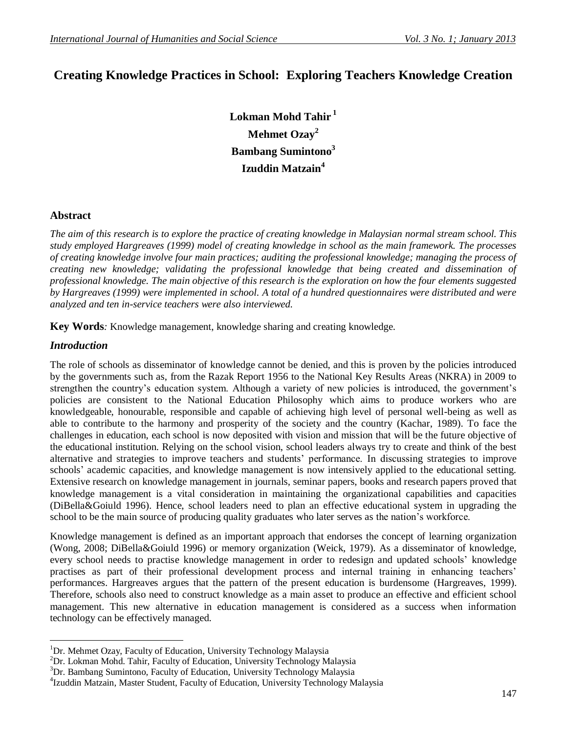# Creating Knowledge Practices in School: Exploring Teachers Knowledge Creation

**Lokman Mohd Tahir** [1]
**Mehmet Ozay**[2]
**Bambang Sumintono**[3]
**Izuddin Matzain**[4]

## Abstract

*The aim of this research is to explore the practice of creating knowledge in Malaysian normal stream school. This study employed Hargreaves (1999) model of creating knowledge in school as the main framework. The processes of creating knowledge involve four main practices; auditing the professional knowledge; managing the process of creating new knowledge; validating the professional knowledge that being created and dissemination of professional knowledge. The main objective of this research is the exploration on how the four elements suggested by Hargreaves (1999) were implemented in school. A total of a hundred questionnaires were distributed and were analyzed and ten in-service teachers were also interviewed.*

**Key Words***:* Knowledge management, knowledge sharing and creating knowledge.

## *Introduction*

The role of schools as disseminator of knowledge cannot be denied, and this is proven by the policies introduced by the governments such as, from the Razak Report 1956 to the National Key Results Areas (NKRA) in 2009 to strengthen the country's education system. Although a variety of new policies is introduced, the government's policies are consistent to the National Education Philosophy which aims to produce workers who are knowledgeable, honourable, responsible and capable of achieving high level of personal well-being as well as able to contribute to the harmony and prosperity of the society and the country (Kachar, 1989). To face the challenges in education, each school is now deposited with vision and mission that will be the future objective of the educational institution. Relying on the school vision, school leaders always try to create and think of the best alternative and strategies to improve teachers and students' performance. In discussing strategies to improve schools' academic capacities, and knowledge management is now intensively applied to the educational setting. Extensive research on knowledge management in journals, seminar papers, books and research papers proved that knowledge management is a vital consideration in maintaining the organizational capabilities and capacities (DiBella&Goiuld 1996). Hence, school leaders need to plan an effective educational system in upgrading the school to be the main source of producing quality graduates who later serves as the nation's workforce.

Knowledge management is defined as an important approach that endorses the concept of learning organization (Wong, 2008; DiBella&Goiuld 1996) or memory organization (Weick, 1979). As a disseminator of knowledge, every school needs to practise knowledge management in order to redesign and updated schools' knowledge practises as part of their professional development process and internal training in enhancing teachers' performances. Hargreaves argues that the pattern of the present education is burdensome (Hargreaves, 1999). Therefore, schools also need to construct knowledge as a main asset to produce an effective and efficient school management. This new alternative in education management is considered as a success when information technology can be effectively managed.

---

[1]Dr. Mehmet Ozay, Faculty of Education, University Technology Malaysia
[2]Dr. Lokman Mohd. Tahir, Faculty of Education, University Technology Malaysia
[3]Dr. Bambang Sumintono, Faculty of Education, University Technology Malaysia
[4]Izuddin Matzain, Master Student, Faculty of Education, University Technology Malaysia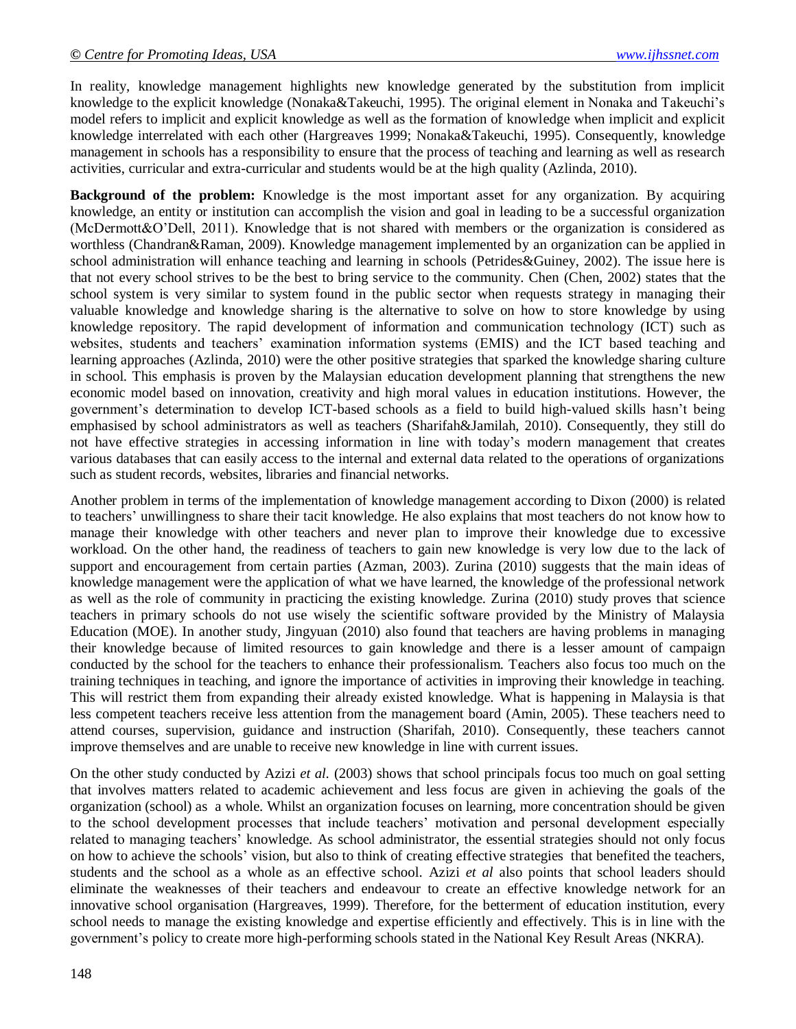In reality, knowledge management highlights new knowledge generated by the substitution from implicit knowledge to the explicit knowledge (Nonaka&Takeuchi, 1995). The original element in Nonaka and Takeuchi's model refers to implicit and explicit knowledge as well as the formation of knowledge when implicit and explicit knowledge interrelated with each other (Hargreaves 1999; Nonaka&Takeuchi, 1995). Consequently, knowledge management in schools has a responsibility to ensure that the process of teaching and learning as well as research activities, curricular and extra-curricular and students would be at the high quality (Azlinda, 2010).

**Background of the problem:** Knowledge is the most important asset for any organization. By acquiring knowledge, an entity or institution can accomplish the vision and goal in leading to be a successful organization (McDermott&O'Dell, 2011). Knowledge that is not shared with members or the organization is considered as worthless (Chandran&Raman, 2009). Knowledge management implemented by an organization can be applied in school administration will enhance teaching and learning in schools (Petrides&Guiney, 2002). The issue here is that not every school strives to be the best to bring service to the community. Chen (Chen, 2002) states that the school system is very similar to system found in the public sector when requests strategy in managing their valuable knowledge and knowledge sharing is the alternative to solve on how to store knowledge by using knowledge repository. The rapid development of information and communication technology (ICT) such as websites, students and teachers' examination information systems (EMIS) and the ICT based teaching and learning approaches (Azlinda, 2010) were the other positive strategies that sparked the knowledge sharing culture in school. This emphasis is proven by the Malaysian education development planning that strengthens the new economic model based on innovation, creativity and high moral values in education institutions. However, the government's determination to develop ICT-based schools as a field to build high-valued skills hasn't being emphasised by school administrators as well as teachers (Sharifah&Jamilah, 2010). Consequently, they still do not have effective strategies in accessing information in line with today's modern management that creates various databases that can easily access to the internal and external data related to the operations of organizations such as student records, websites, libraries and financial networks.

Another problem in terms of the implementation of knowledge management according to Dixon (2000) is related to teachers' unwillingness to share their tacit knowledge. He also explains that most teachers do not know how to manage their knowledge with other teachers and never plan to improve their knowledge due to excessive workload. On the other hand, the readiness of teachers to gain new knowledge is very low due to the lack of support and encouragement from certain parties (Azman, 2003). Zurina (2010) suggests that the main ideas of knowledge management were the application of what we have learned, the knowledge of the professional network as well as the role of community in practicing the existing knowledge. Zurina (2010) study proves that science teachers in primary schools do not use wisely the scientific software provided by the Ministry of Malaysia Education (MOE). In another study, Jingyuan (2010) also found that teachers are having problems in managing their knowledge because of limited resources to gain knowledge and there is a lesser amount of campaign conducted by the school for the teachers to enhance their professionalism. Teachers also focus too much on the training techniques in teaching, and ignore the importance of activities in improving their knowledge in teaching. This will restrict them from expanding their already existed knowledge. What is happening in Malaysia is that less competent teachers receive less attention from the management board (Amin, 2005). These teachers need to attend courses, supervision, guidance and instruction (Sharifah, 2010). Consequently, these teachers cannot improve themselves and are unable to receive new knowledge in line with current issues.

On the other study conducted by Azizi *et al.* (2003) shows that school principals focus too much on goal setting that involves matters related to academic achievement and less focus are given in achieving the goals of the organization (school) as a whole. Whilst an organization focuses on learning, more concentration should be given to the school development processes that include teachers' motivation and personal development especially related to managing teachers' knowledge. As school administrator, the essential strategies should not only focus on how to achieve the schools' vision, but also to think of creating effective strategies that benefited the teachers, students and the school as a whole as an effective school. Azizi *et al* also points that school leaders should eliminate the weaknesses of their teachers and endeavour to create an effective knowledge network for an innovative school organisation (Hargreaves, 1999). Therefore, for the betterment of education institution, every school needs to manage the existing knowledge and expertise efficiently and effectively. This is in line with the government's policy to create more high-performing schools stated in the National Key Result Areas (NKRA).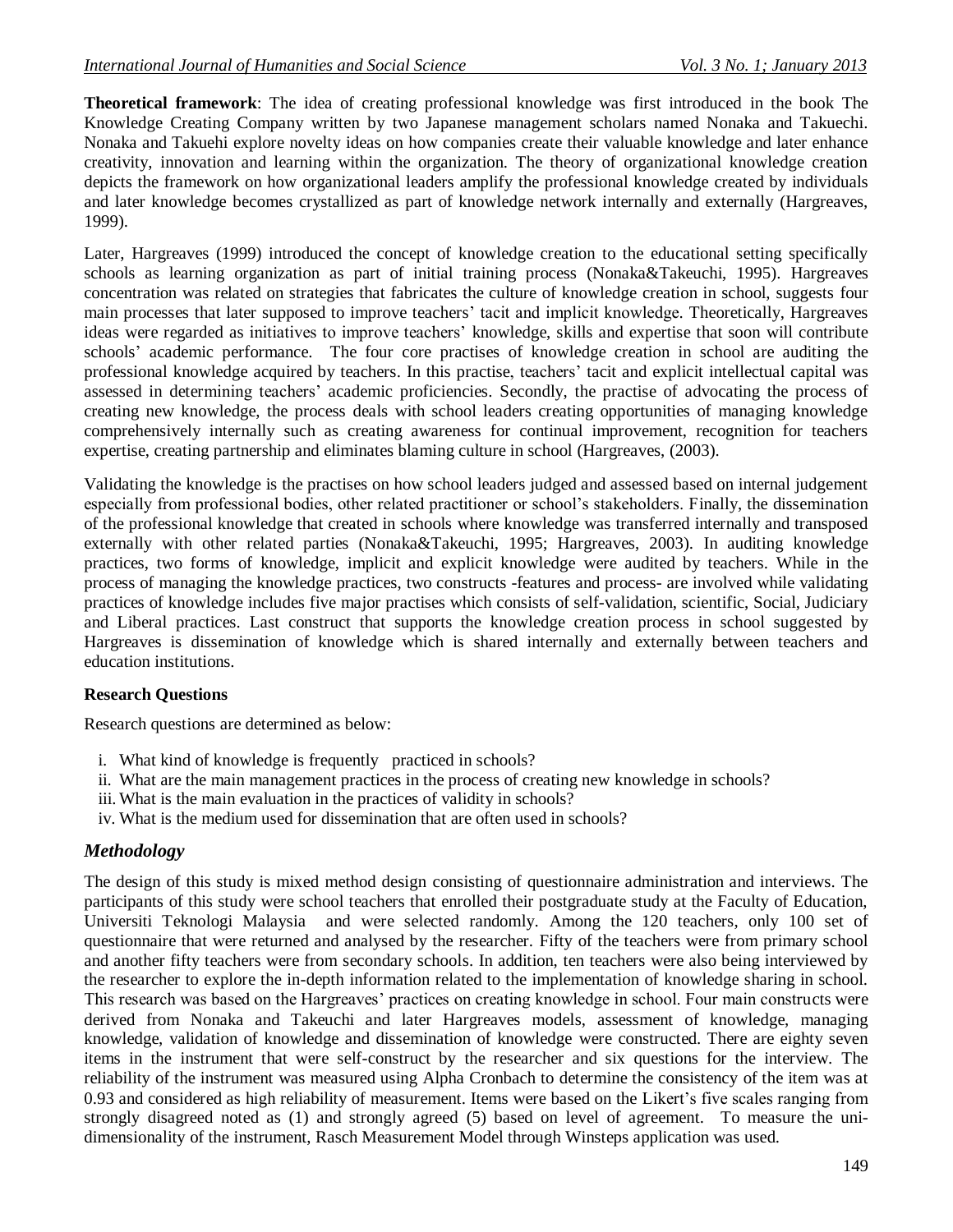**Theoretical framework**: The idea of creating professional knowledge was first introduced in the book The Knowledge Creating Company written by two Japanese management scholars named Nonaka and Takuechi. Nonaka and Takuehi explore novelty ideas on how companies create their valuable knowledge and later enhance creativity, innovation and learning within the organization. The theory of organizational knowledge creation depicts the framework on how organizational leaders amplify the professional knowledge created by individuals and later knowledge becomes crystallized as part of knowledge network internally and externally (Hargreaves, 1999).

Later, Hargreaves (1999) introduced the concept of knowledge creation to the educational setting specifically schools as learning organization as part of initial training process (Nonaka&Takeuchi, 1995). Hargreaves concentration was related on strategies that fabricates the culture of knowledge creation in school, suggests four main processes that later supposed to improve teachers' tacit and implicit knowledge. Theoretically, Hargreaves ideas were regarded as initiatives to improve teachers' knowledge, skills and expertise that soon will contribute schools' academic performance. The four core practises of knowledge creation in school are auditing the professional knowledge acquired by teachers. In this practise, teachers' tacit and explicit intellectual capital was assessed in determining teachers' academic proficiencies. Secondly, the practise of advocating the process of creating new knowledge, the process deals with school leaders creating opportunities of managing knowledge comprehensively internally such as creating awareness for continual improvement, recognition for teachers expertise, creating partnership and eliminates blaming culture in school (Hargreaves, (2003).

Validating the knowledge is the practises on how school leaders judged and assessed based on internal judgement especially from professional bodies, other related practitioner or school's stakeholders. Finally, the dissemination of the professional knowledge that created in schools where knowledge was transferred internally and transposed externally with other related parties (Nonaka&Takeuchi, 1995; Hargreaves, 2003). In auditing knowledge practices, two forms of knowledge, implicit and explicit knowledge were audited by teachers. While in the process of managing the knowledge practices, two constructs -features and process- are involved while validating practices of knowledge includes five major practises which consists of self-validation, scientific, Social, Judiciary and Liberal practices. Last construct that supports the knowledge creation process in school suggested by Hargreaves is dissemination of knowledge which is shared internally and externally between teachers and education institutions.

**Research Questions**

Research questions are determined as below:

i. What kind of knowledge is frequently practiced in schools?
ii. What are the main management practices in the process of creating new knowledge in schools?
iii. What is the main evaluation in the practices of validity in schools?
iv. What is the medium used for dissemination that are often used in schools?

## *Methodology*

The design of this study is mixed method design consisting of questionnaire administration and interviews. The participants of this study were school teachers that enrolled their postgraduate study at the Faculty of Education, Universiti Teknologi Malaysia and were selected randomly. Among the 120 teachers, only 100 set of questionnaire that were returned and analysed by the researcher. Fifty of the teachers were from primary school and another fifty teachers were from secondary schools. In addition, ten teachers were also being interviewed by the researcher to explore the in-depth information related to the implementation of knowledge sharing in school. This research was based on the Hargreaves' practices on creating knowledge in school. Four main constructs were derived from Nonaka and Takeuchi and later Hargreaves models, assessment of knowledge, managing knowledge, validation of knowledge and dissemination of knowledge were constructed. There are eighty seven items in the instrument that were self-construct by the researcher and six questions for the interview. The reliability of the instrument was measured using Alpha Cronbach to determine the consistency of the item was at 0.93 and considered as high reliability of measurement. Items were based on the Likert's five scales ranging from strongly disagreed noted as (1) and strongly agreed (5) based on level of agreement. To measure the uni-dimensionality of the instrument, Rasch Measurement Model through Winsteps application was used.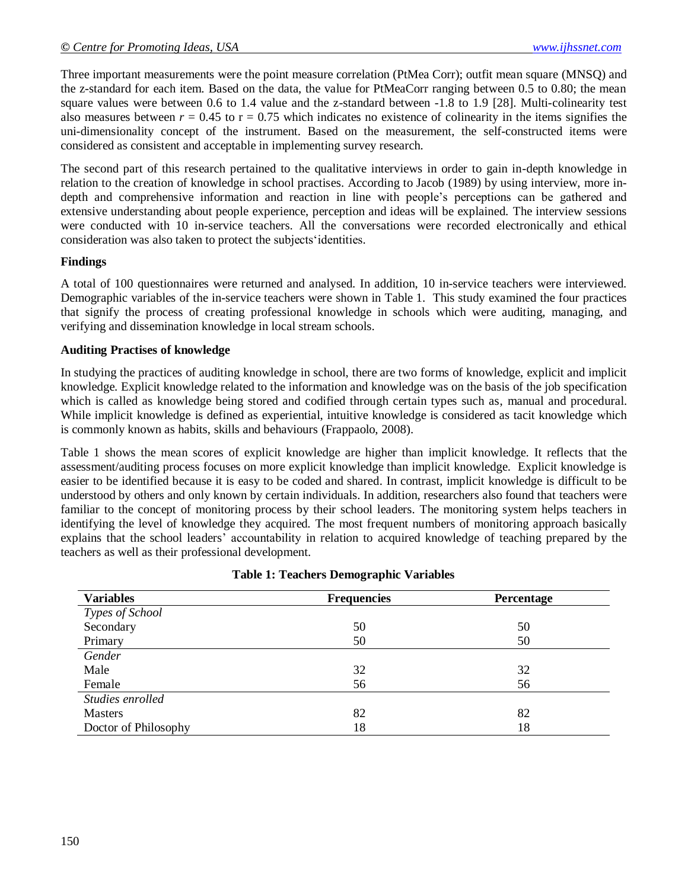Three important measurements were the point measure correlation (PtMea Corr); outfit mean square (MNSQ) and the z-standard for each item. Based on the data, the value for PtMeaCorr ranging between 0.5 to 0.80; the mean square values were between 0.6 to 1.4 value and the z-standard between -1.8 to 1.9 [28]. Multi-colinearity test also measures between $r = 0.45$ to $r = 0.75$ which indicates no existence of colinearity in the items signifies the uni-dimensionality concept of the instrument. Based on the measurement, the self-constructed items were considered as consistent and acceptable in implementing survey research.

The second part of this research pertained to the qualitative interviews in order to gain in-depth knowledge in relation to the creation of knowledge in school practises. According to Jacob (1989) by using interview, more in-depth and comprehensive information and reaction in line with people's perceptions can be gathered and extensive understanding about people experience, perception and ideas will be explained. The interview sessions were conducted with 10 in-service teachers. All the conversations were recorded electronically and ethical consideration was also taken to protect the subjects'identities.

**Findings**

A total of 100 questionnaires were returned and analysed. In addition, 10 in-service teachers were interviewed. Demographic variables of the in-service teachers were shown in Table 1. This study examined the four practices that signify the process of creating professional knowledge in schools which were auditing, managing, and verifying and dissemination knowledge in local stream schools.

**Auditing Practises of knowledge**

In studying the practices of auditing knowledge in school, there are two forms of knowledge, explicit and implicit knowledge. Explicit knowledge related to the information and knowledge was on the basis of the job specification which is called as knowledge being stored and codified through certain types such as, manual and procedural. While implicit knowledge is defined as experiential, intuitive knowledge is considered as tacit knowledge which is commonly known as habits, skills and behaviours (Frappaolo, 2008).

Table 1 shows the mean scores of explicit knowledge are higher than implicit knowledge. It reflects that the assessment/auditing process focuses on more explicit knowledge than implicit knowledge. Explicit knowledge is easier to be identified because it is easy to be coded and shared. In contrast, implicit knowledge is difficult to be understood by others and only known by certain individuals. In addition, researchers also found that teachers were familiar to the concept of monitoring process by their school leaders. The monitoring system helps teachers in identifying the level of knowledge they acquired. The most frequent numbers of monitoring approach basically explains that the school leaders' accountability in relation to acquired knowledge of teaching prepared by the teachers as well as their professional development.

**Table 1: Teachers Demographic Variables**

| Variables | Frequencies | Percentage |
|---|---|---|
| *Types of School* | | |
| Secondary | 50 | 50 |
| Primary | 50 | 50 |
| *Gender* | | |
| Male | 32 | 32 |
| Female | 56 | 56 |
| *Studies enrolled* | | |
| Masters | 82 | 82 |
| Doctor of Philosophy | 18 | 18 |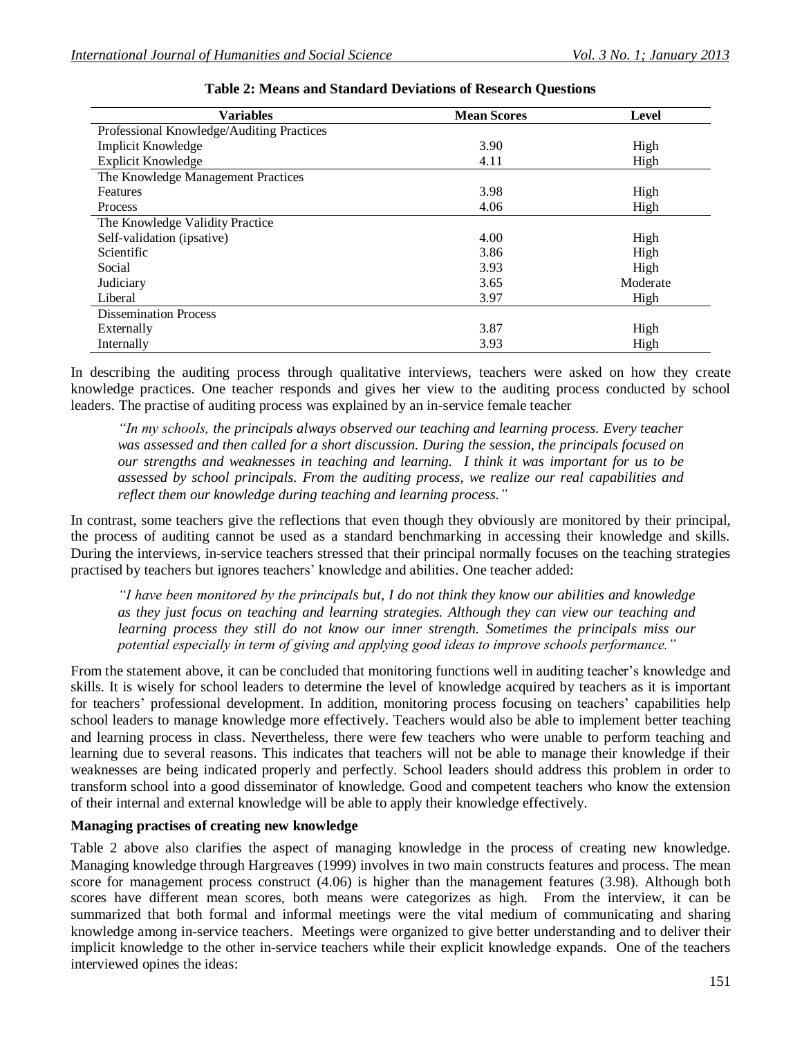**Table 2: Means and Standard Deviations of Research Questions**

| Variables | Mean Scores | Level |
|---|---|---|
| Professional Knowledge/Auditing Practices | | |
| Implicit Knowledge | 3.90 | High |
| Explicit Knowledge | 4.11 | High |
| The Knowledge Management Practices | | |
| Features | 3.98 | High |
| Process | 4.06 | High |
| The Knowledge Validity Practice | | |
| Self-validation (ipsative) | 4.00 | High |
| Scientific | 3.86 | High |
| Social | 3.93 | High |
| Judiciary | 3.65 | Moderate |
| Liberal | 3.97 | High |
| Dissemination Process | | |
| Externally | 3.87 | High |
| Internally | 3.93 | High |

In describing the auditing process through qualitative interviews, teachers were asked on how they create knowledge practices. One teacher responds and gives her view to the auditing process conducted by school leaders. The practise of auditing process was explained by an in-service female teacher

> *"In my schools, the principals always observed our teaching and learning process. Every teacher was assessed and then called for a short discussion. During the session, the principals focused on our strengths and weaknesses in teaching and learning. I think it was important for us to be assessed by school principals. From the auditing process, we realize our real capabilities and reflect them our knowledge during teaching and learning process."*

In contrast, some teachers give the reflections that even though they obviously are monitored by their principal, the process of auditing cannot be used as a standard benchmarking in accessing their knowledge and skills. During the interviews, in-service teachers stressed that their principal normally focuses on the teaching strategies practised by teachers but ignores teachers' knowledge and abilities. One teacher added:

> *"I have been monitored by the principals but, I do not think they know our abilities and knowledge as they just focus on teaching and learning strategies. Although they can view our teaching and learning process they still do not know our inner strength. Sometimes the principals miss our potential especially in term of giving and applying good ideas to improve schools performance."*

From the statement above, it can be concluded that monitoring functions well in auditing teacher's knowledge and skills. It is wisely for school leaders to determine the level of knowledge acquired by teachers as it is important for teachers' professional development. In addition, monitoring process focusing on teachers' capabilities help school leaders to manage knowledge more effectively. Teachers would also be able to implement better teaching and learning process in class. Nevertheless, there were few teachers who were unable to perform teaching and learning due to several reasons. This indicates that teachers will not be able to manage their knowledge if their weaknesses are being indicated properly and perfectly. School leaders should address this problem in order to transform school into a good disseminator of knowledge. Good and competent teachers who know the extension of their internal and external knowledge will be able to apply their knowledge effectively.

**Managing practises of creating new knowledge**

Table 2 above also clarifies the aspect of managing knowledge in the process of creating new knowledge. Managing knowledge through Hargreaves (1999) involves in two main constructs features and process. The mean score for management process construct (4.06) is higher than the management features (3.98). Although both scores have different mean scores, both means were categorizes as high. From the interview, it can be summarized that both formal and informal meetings were the vital medium of communicating and sharing knowledge among in-service teachers. Meetings were organized to give better understanding and to deliver their implicit knowledge to the other in-service teachers while their explicit knowledge expands. One of the teachers interviewed opines the ideas: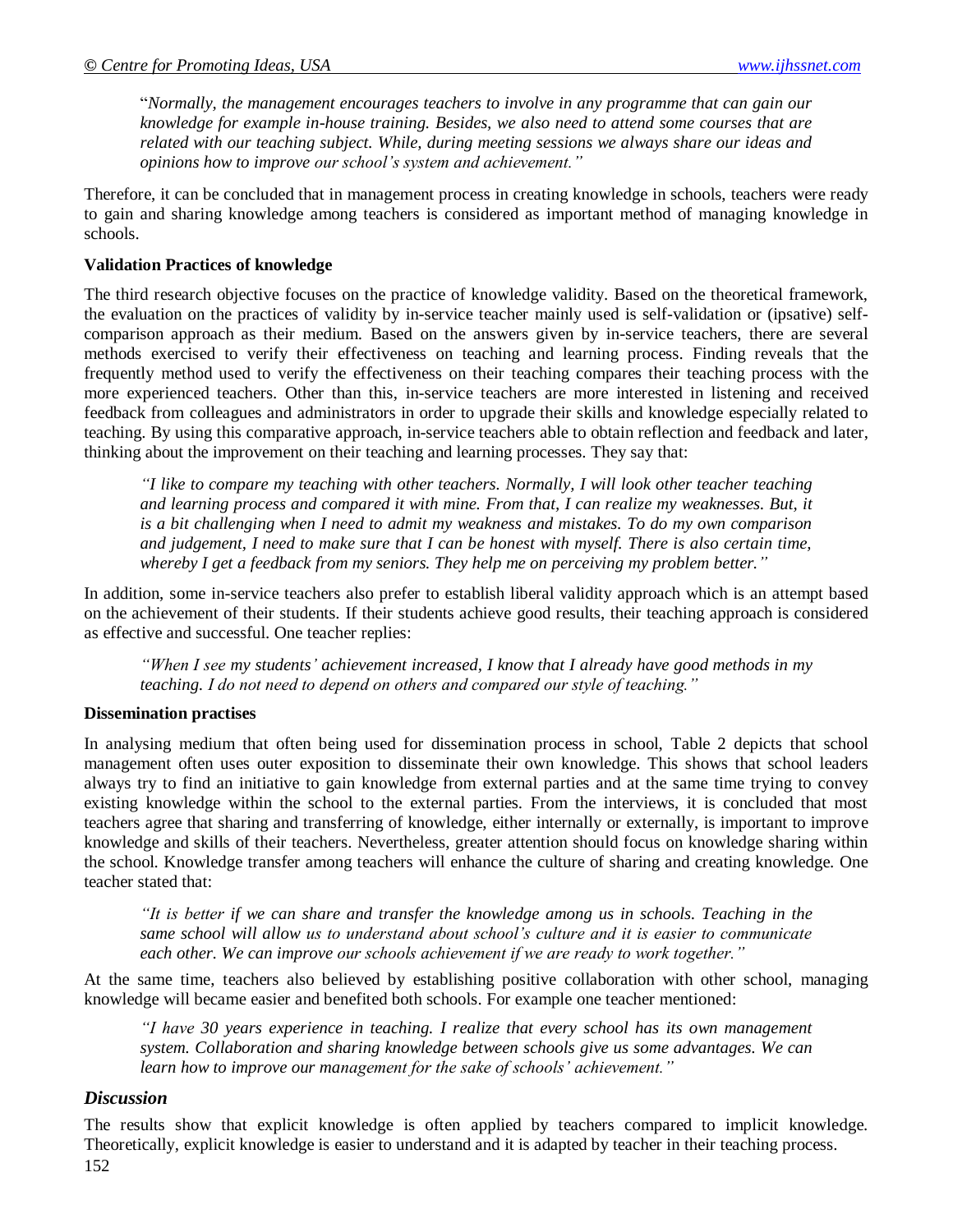"*Normally, the management encourages teachers to involve in any programme that can gain our knowledge for example in-house training. Besides, we also need to attend some courses that are related with our teaching subject. While, during meeting sessions we always share our ideas and opinions how to improve our school's system and achievement.*"

Therefore, it can be concluded that in management process in creating knowledge in schools, teachers were ready to gain and sharing knowledge among teachers is considered as important method of managing knowledge in schools.

**Validation Practices of knowledge**

The third research objective focuses on the practice of knowledge validity. Based on the theoretical framework, the evaluation on the practices of validity by in-service teacher mainly used is self-validation or (ipsative) self-comparison approach as their medium. Based on the answers given by in-service teachers, there are several methods exercised to verify their effectiveness on teaching and learning process. Finding reveals that the frequently method used to verify the effectiveness on their teaching compares their teaching process with the more experienced teachers. Other than this, in-service teachers are more interested in listening and received feedback from colleagues and administrators in order to upgrade their skills and knowledge especially related to teaching. By using this comparative approach, in-service teachers able to obtain reflection and feedback and later, thinking about the improvement on their teaching and learning processes. They say that:

*"I like to compare my teaching with other teachers. Normally, I will look other teacher teaching and learning process and compared it with mine. From that, I can realize my weaknesses. But, it is a bit challenging when I need to admit my weakness and mistakes. To do my own comparison and judgement, I need to make sure that I can be honest with myself. There is also certain time, whereby I get a feedback from my seniors. They help me on perceiving my problem better."*

In addition, some in-service teachers also prefer to establish liberal validity approach which is an attempt based on the achievement of their students. If their students achieve good results, their teaching approach is considered as effective and successful. One teacher replies:

*"When I see my students' achievement increased, I know that I already have good methods in my teaching. I do not need to depend on others and compared our style of teaching."*

**Dissemination practises**

In analysing medium that often being used for dissemination process in school, Table 2 depicts that school management often uses outer exposition to disseminate their own knowledge. This shows that school leaders always try to find an initiative to gain knowledge from external parties and at the same time trying to convey existing knowledge within the school to the external parties. From the interviews, it is concluded that most teachers agree that sharing and transferring of knowledge, either internally or externally, is important to improve knowledge and skills of their teachers. Nevertheless, greater attention should focus on knowledge sharing within the school. Knowledge transfer among teachers will enhance the culture of sharing and creating knowledge. One teacher stated that:

*"It is better if we can share and transfer the knowledge among us in schools. Teaching in the same school will allow us to understand about school's culture and it is easier to communicate each other. We can improve our schools achievement if we are ready to work together."*

At the same time, teachers also believed by establishing positive collaboration with other school, managing knowledge will became easier and benefited both schools. For example one teacher mentioned:

*"I have 30 years experience in teaching. I realize that every school has its own management system. Collaboration and sharing knowledge between schools give us some advantages. We can learn how to improve our management for the sake of schools' achievement."*

## *Discussion*

The results show that explicit knowledge is often applied by teachers compared to implicit knowledge. Theoretically, explicit knowledge is easier to understand and it is adapted by teacher in their teaching process.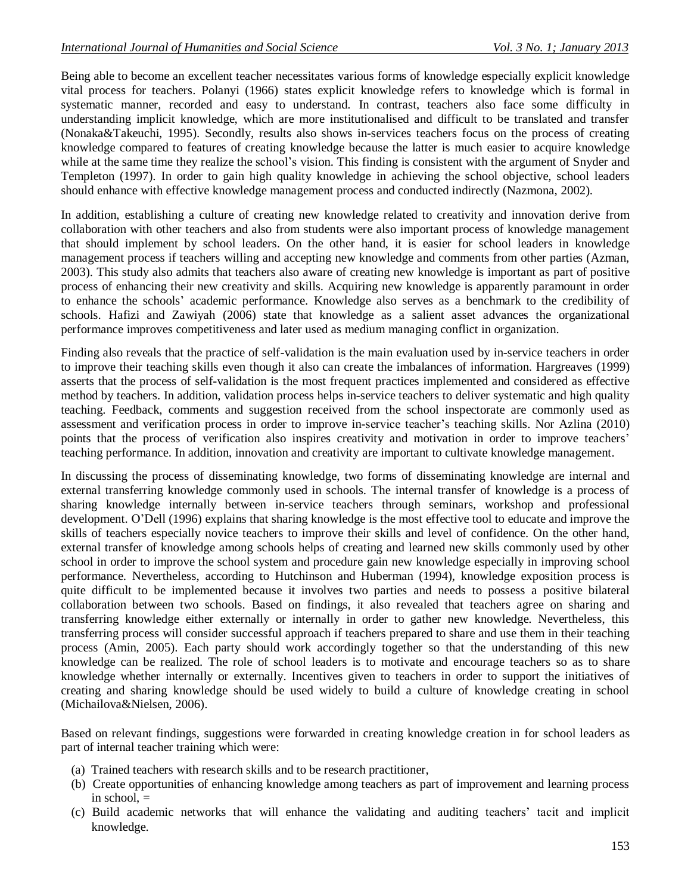Being able to become an excellent teacher necessitates various forms of knowledge especially explicit knowledge vital process for teachers. Polanyi (1966) states explicit knowledge refers to knowledge which is formal in systematic manner, recorded and easy to understand. In contrast, teachers also face some difficulty in understanding implicit knowledge, which are more institutionalised and difficult to be translated and transfer (Nonaka&Takeuchi, 1995). Secondly, results also shows in-services teachers focus on the process of creating knowledge compared to features of creating knowledge because the latter is much easier to acquire knowledge while at the same time they realize the school's vision. This finding is consistent with the argument of Snyder and Templeton (1997). In order to gain high quality knowledge in achieving the school objective, school leaders should enhance with effective knowledge management process and conducted indirectly (Nazmona, 2002).

In addition, establishing a culture of creating new knowledge related to creativity and innovation derive from collaboration with other teachers and also from students were also important process of knowledge management that should implement by school leaders. On the other hand, it is easier for school leaders in knowledge management process if teachers willing and accepting new knowledge and comments from other parties (Azman, 2003). This study also admits that teachers also aware of creating new knowledge is important as part of positive process of enhancing their new creativity and skills. Acquiring new knowledge is apparently paramount in order to enhance the schools' academic performance. Knowledge also serves as a benchmark to the credibility of schools. Hafizi and Zawiyah (2006) state that knowledge as a salient asset advances the organizational performance improves competitiveness and later used as medium managing conflict in organization.

Finding also reveals that the practice of self-validation is the main evaluation used by in-service teachers in order to improve their teaching skills even though it also can create the imbalances of information. Hargreaves (1999) asserts that the process of self-validation is the most frequent practices implemented and considered as effective method by teachers. In addition, validation process helps in-service teachers to deliver systematic and high quality teaching. Feedback, comments and suggestion received from the school inspectorate are commonly used as assessment and verification process in order to improve in-service teacher's teaching skills. Nor Azlina (2010) points that the process of verification also inspires creativity and motivation in order to improve teachers' teaching performance. In addition, innovation and creativity are important to cultivate knowledge management.

In discussing the process of disseminating knowledge, two forms of disseminating knowledge are internal and external transferring knowledge commonly used in schools. The internal transfer of knowledge is a process of sharing knowledge internally between in-service teachers through seminars, workshop and professional development. O'Dell (1996) explains that sharing knowledge is the most effective tool to educate and improve the skills of teachers especially novice teachers to improve their skills and level of confidence. On the other hand, external transfer of knowledge among schools helps of creating and learned new skills commonly used by other school in order to improve the school system and procedure gain new knowledge especially in improving school performance. Nevertheless, according to Hutchinson and Huberman (1994), knowledge exposition process is quite difficult to be implemented because it involves two parties and needs to possess a positive bilateral collaboration between two schools. Based on findings, it also revealed that teachers agree on sharing and transferring knowledge either externally or internally in order to gather new knowledge. Nevertheless, this transferring process will consider successful approach if teachers prepared to share and use them in their teaching process (Amin, 2005). Each party should work accordingly together so that the understanding of this new knowledge can be realized. The role of school leaders is to motivate and encourage teachers so as to share knowledge whether internally or externally. Incentives given to teachers in order to support the initiatives of creating and sharing knowledge should be used widely to build a culture of knowledge creating in school (Michailova&Nielsen, 2006).

Based on relevant findings, suggestions were forwarded in creating knowledge creation in for school leaders as part of internal teacher training which were:

(a) Trained teachers with research skills and to be research practitioner,
(b) Create opportunities of enhancing knowledge among teachers as part of improvement and learning process in school, =
(c) Build academic networks that will enhance the validating and auditing teachers' tacit and implicit knowledge.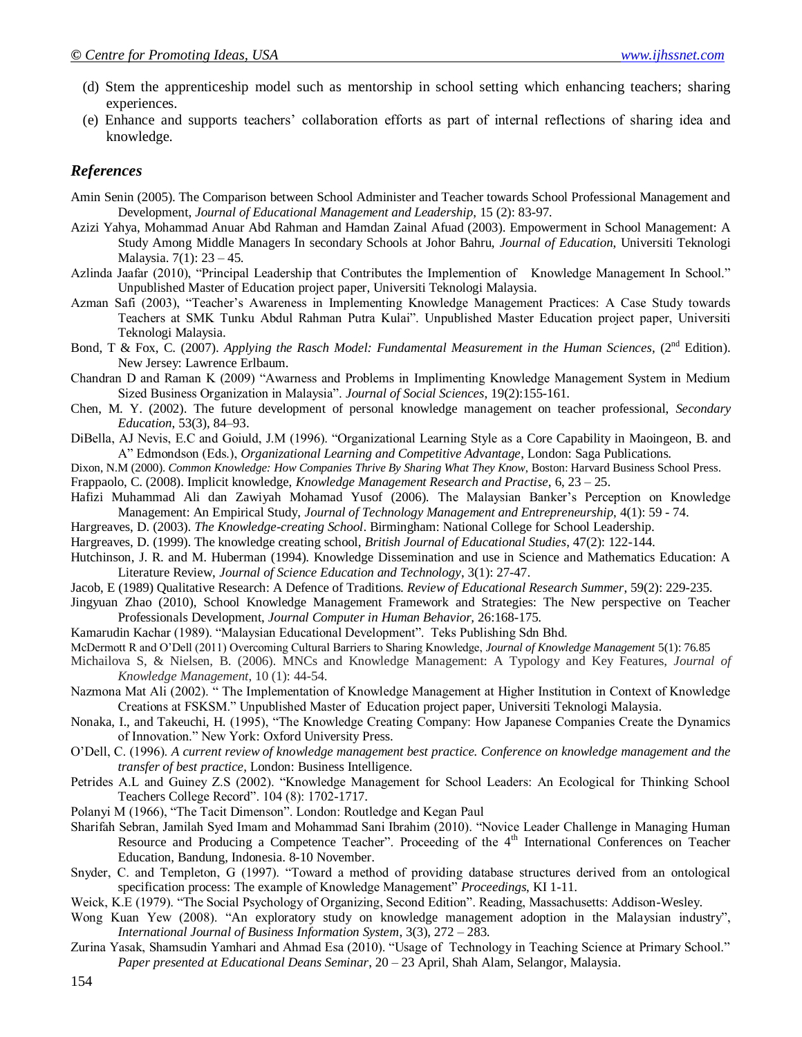(d) Stem the apprenticeship model such as mentorship in school setting which enhancing teachers; sharing experiences.
(e) Enhance and supports teachers' collaboration efforts as part of internal reflections of sharing idea and knowledge.

## *References*

Amin Senin (2005). The Comparison between School Administer and Teacher towards School Professional Management and Development, *Journal of Educational Management and Leadership*, 15 (2): 83-97.

Azizi Yahya, Mohammad Anuar Abd Rahman and Hamdan Zainal Afuad (2003). Empowerment in School Management: A Study Among Middle Managers In secondary Schools at Johor Bahru, *Journal of Education*, Universiti Teknologi Malaysia. 7(1): 23 – 45.

Azlinda Jaafar (2010), "Principal Leadership that Contributes the Implemention of Knowledge Management In School." Unpublished Master of Education project paper, Universiti Teknologi Malaysia.

Azman Safi (2003), "Teacher's Awareness in Implementing Knowledge Management Practices: A Case Study towards Teachers at SMK Tunku Abdul Rahman Putra Kulai". Unpublished Master Education project paper, Universiti Teknologi Malaysia.

Bond, T & Fox, C. (2007). *Applying the Rasch Model: Fundamental Measurement in the Human Sciences*, (2nd Edition). New Jersey: Lawrence Erlbaum.

Chandran D and Raman K (2009) "Awarness and Problems in Implimenting Knowledge Management System in Medium Sized Business Organization in Malaysia". *Journal of Social Sciences*, 19(2):155-161.

Chen, M. Y. (2002). The future development of personal knowledge management on teacher professional, *Secondary Education*, 53(3), 84–93.

DiBella, AJ Nevis, E.C and Goiuld, J.M (1996). "Organizational Learning Style as a Core Capability in Maoingeon, B. and A" Edmondson (Eds.), *Organizational Learning and Competitive Advantage*, London: Saga Publications.

Dixon, N.M (2000). *Common Knowledge: How Companies Thrive By Sharing What They Know*, Boston: Harvard Business School Press.

Frappaolo, C. (2008). Implicit knowledge, *Knowledge Management Research and Prastise*, 6, 23 – 25.

Hafizi Muhammad Ali dan Zawiyah Mohamad Yusof (2006). The Malaysian Banker's Perception on Knowledge Management: An Empirical Study, *Journal of Technology Management and Entrepreneurship*, 4(1): 59 - 74.

Hargreaves, D. (2003). *The Knowledge-creating School*. Birmingham: National College for School Leadership.

Hargreaves, D. (1999). The knowledge creating school, *British Journal of Educational Studies*, 47(2): 122-144.

Hutchinson, J. R. and M. Huberman (1994). Knowledge Dissemination and use in Science and Mathematics Education: A Literature Review, *Journal of Science Education and Technology*, 3(1): 27-47.

Jacob, E (1989) Qualitative Research: A Defence of Traditions. *Review of Educational Research Summer*, 59(2): 229-235.

Jingyuan Zhao (2010), School Knowledge Management Framework and Strategies: The New perspective on Teacher Professionals Development, *Journal Computer in Human Behavior*, 26:168-175.

Kamarudin Kachar (1989). "Malaysian Educational Development". Teks Publishing Sdn Bhd.

McDermott R and O'Dell (2011) Overcoming Cultural Barriers to Sharing Knowledge, *Journal of Knowledge Management* 5(1): 76.85

Michailova S, & Nielsen, B. (2006). MNCs and Knowledge Management: A Typology and Key Features, *Journal of Knowledge Management*, 10 (1): 44-54.

Nazmona Mat Ali (2002). " The Implementation of Knowledge Management at Higher Institution in Context of Knowledge Creations at FSKSM." Unpublished Master of Education project paper, Universiti Teknologi Malaysia.

Nonaka, I., and Takeuchi, H. (1995), "The Knowledge Creating Company: How Japanese Companies Create the Dynamics of Innovation." New York: Oxford University Press.

O'Dell, C. (1996). *A current review of knowledge management best practice. Conference on knowledge management and the transfer of best practice*, London: Business Intelligence.

Petrides A.L and Guiney Z.S (2002). "Knowledge Management for School Leaders: An Ecological for Thinking School Teachers College Record". 104 (8): 1702-1717.

Polanyi M (1966), "The Tacit Dimenson". London: Routledge and Kegan Paul

Sharifah Sebran, Jamilah Syed Imam and Mohammad Sani Ibrahim (2010). "Novice Leader Challenge in Managing Human Resource and Producing a Competence Teacher". Proceeding of the 4th International Conferences on Teacher Education, Bandung, Indonesia. 8-10 November.

Snyder, C. and Templeton, G (1997). "Toward a method of providing database structures derived from an ontological specification process: The example of Knowledge Management" *Proceedings*, KI 1-11.

Weick, K.E (1979). "The Social Psychology of Organizing, Second Edition". Reading, Massachusetts: Addison-Wesley.

Wong Kuan Yew (2008). "An exploratory study on knowledge management adoption in the Malaysian industry", *International Journal of Business Information System*, 3(3), 272 – 283.

Zurina Yasak, Shamsudin Yamhari and Ahmad Esa (2010). "Usage of Technology in Teaching Science at Primary School." *Paper presented at Educational Deans Seminar*, 20 – 23 April, Shah Alam, Selangor, Malaysia.